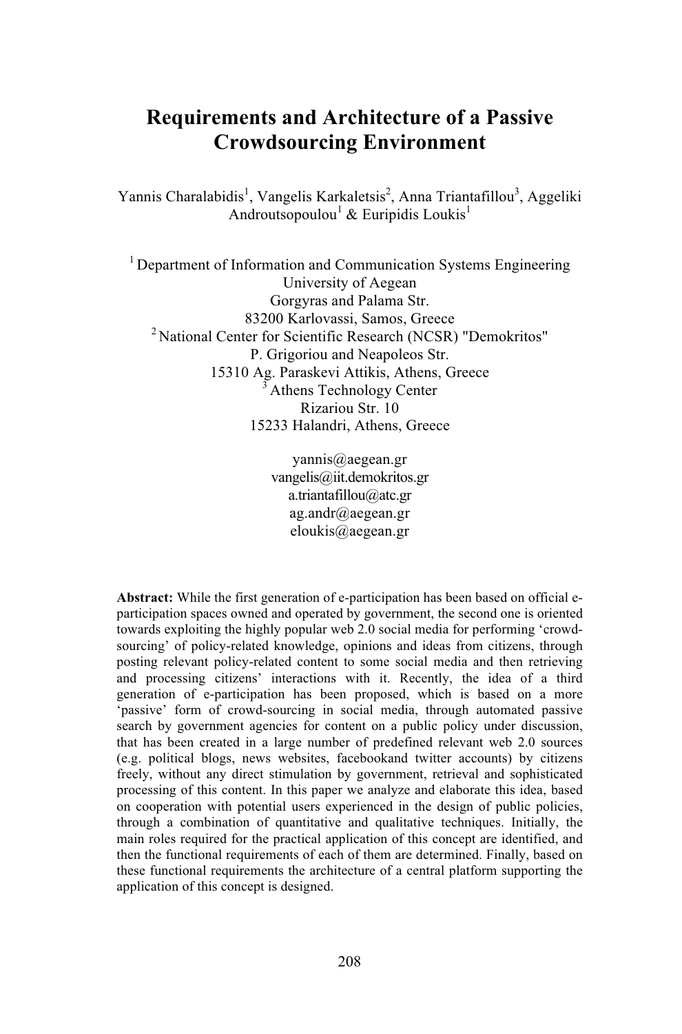# Requirements and Architecture of a Passive Crowdsourcing Environment

Yannis Charalabidis[1], Vangelis Karkaletsis[2], Anna Triantafillou[3], Aggeliki Androutsopoulou[1] & Euripidis Loukis[1]

[1] Department of Information and Communication Systems Engineering
University of Aegean
Gorgyras and Palama Str.
83200 Karlovassi, Samos, Greece
[2] National Center for Scientific Research (NCSR) "Demokritos"
P. Grigoriou and Neapoleos Str.
15310 Ag. Paraskevi Attikis, Athens, Greece
[3] Athens Technology Center
Rizariou Str. 10
15233 Halandri, Athens, Greece

yannis@aegean.gr
vangelis@iit.demokritos.gr
a.triantafillou@atc.gr
ag.andr@aegean.gr
eloukis@aegean.gr

**Abstract:** While the first generation of e-participation has been based on official e-participation spaces owned and operated by government, the second one is oriented towards exploiting the highly popular web 2.0 social media for performing 'crowd-sourcing' of policy-related knowledge, opinions and ideas from citizens, through posting relevant policy-related content to some social media and then retrieving and processing citizens' interactions with it. Recently, the idea of a third generation of e-participation has been proposed, which is based on a more 'passive' form of crowd-sourcing in social media, through automated passive search by government agencies for content on a public policy under discussion, that has been created in a large number of predefined relevant web 2.0 sources (e.g. political blogs, news websites, facebookand twitter accounts) by citizens freely, without any direct stimulation by government, retrieval and sophisticated processing of this content. In this paper we analyze and elaborate this idea, based on cooperation with potential users experienced in the design of public policies, through a combination of quantitative and qualitative techniques. Initially, the main roles required for the practical application of this concept are identified, and then the functional requirements of each of them are determined. Finally, based on these functional requirements the architecture of a central platform supporting the application of this concept is designed.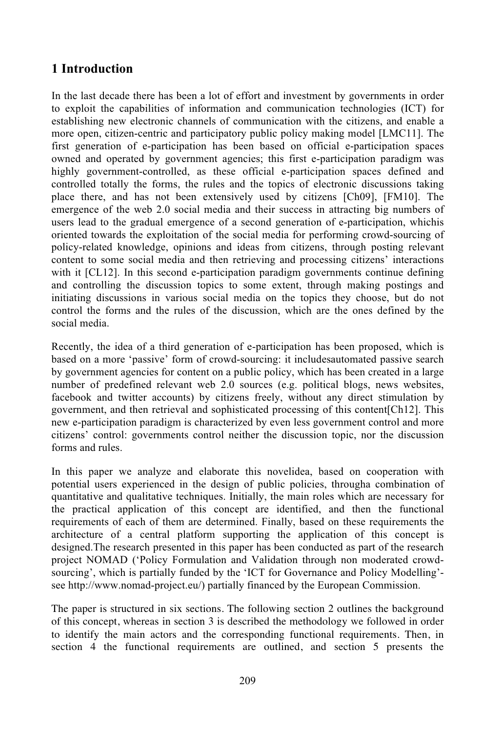## 1 Introduction

In the last decade there has been a lot of effort and investment by governments in order to exploit the capabilities of information and communication technologies (ICT) for establishing new electronic channels of communication with the citizens, and enable a more open, citizen-centric and participatory public policy making model [LMC11]. The first generation of e-participation has been based on official e-participation spaces owned and operated by government agencies; this first e-participation paradigm was highly government-controlled, as these official e-participation spaces defined and controlled totally the forms, the rules and the topics of electronic discussions taking place there, and has not been extensively used by citizens [Ch09], [FM10]. The emergence of the web 2.0 social media and their success in attracting big numbers of users lead to the gradual emergence of a second generation of e-participation, whichis oriented towards the exploitation of the social media for performing crowd-sourcing of policy-related knowledge, opinions and ideas from citizens, through posting relevant content to some social media and then retrieving and processing citizens' interactions with it [CL12]. In this second e-participation paradigm governments continue defining and controlling the discussion topics to some extent, through making postings and initiating discussions in various social media on the topics they choose, but do not control the forms and the rules of the discussion, which are the ones defined by the social media.

Recently, the idea of a third generation of e-participation has been proposed, which is based on a more 'passive' form of crowd-sourcing: it includesautomated passive search by government agencies for content on a public policy, which has been created in a large number of predefined relevant web 2.0 sources (e.g. political blogs, news websites, facebook and twitter accounts) by citizens freely, without any direct stimulation by government, and then retrieval and sophisticated processing of this content[Ch12]. This new e-participation paradigm is characterized by even less government control and more citizens' control: governments control neither the discussion topic, nor the discussion forms and rules.

In this paper we analyze and elaborate this novelidea, based on cooperation with potential users experienced in the design of public policies, througha combination of quantitative and qualitative techniques. Initially, the main roles which are necessary for the practical application of this concept are identified, and then the functional requirements of each of them are determined. Finally, based on these requirements the architecture of a central platform supporting the application of this concept is designed.The research presented in this paper has been conducted as part of the research project NOMAD ('Policy Formulation and Validation through non moderated crowd-sourcing', which is partially funded by the 'ICT for Governance and Policy Modelling'- see http://www.nomad-project.eu/) partially financed by the European Commission.

The paper is structured in six sections. The following section 2 outlines the background of this concept, whereas in section 3 is described the methodology we followed in order to identify the main actors and the corresponding functional requirements. Then, in section 4 the functional requirements are outlined, and section 5 presents the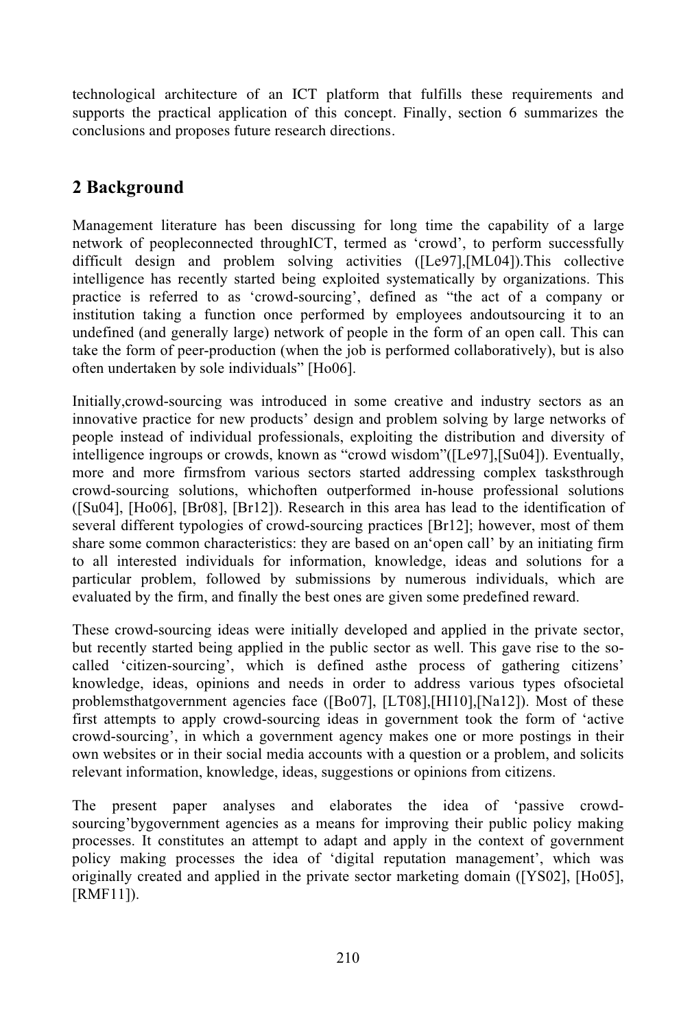technological architecture of an ICT platform that fulfills these requirements and supports the practical application of this concept. Finally, section 6 summarizes the conclusions and proposes future research directions.

## 2 Background

Management literature has been discussing for long time the capability of a large network of peopleconnected throughICT, termed as 'crowd', to perform successfully difficult design and problem solving activities ([Le97],[ML04]).This collective intelligence has recently started being exploited systematically by organizations. This practice is referred to as 'crowd-sourcing', defined as "the act of a company or institution taking a function once performed by employees andoutsourcing it to an undefined (and generally large) network of people in the form of an open call. This can take the form of peer-production (when the job is performed collaboratively), but is also often undertaken by sole individuals" [Ho06].

Initially,crowd-sourcing was introduced in some creative and industry sectors as an innovative practice for new products' design and problem solving by large networks of people instead of individual professionals, exploiting the distribution and diversity of intelligence ingroups or crowds, known as "crowd wisdom"([Le97],[Su04]). Eventually, more and more firmsfrom various sectors started addressing complex tasksthrough crowd-sourcing solutions, whichoften outperformed in-house professional solutions ([Su04], [Ho06], [Br08], [Br12]). Research in this area has lead to the identification of several different typologies of crowd-sourcing practices [Br12]; however, most of them share some common characteristics: they are based on an'open call' by an initiating firm to all interested individuals for information, knowledge, ideas and solutions for a particular problem, followed by submissions by numerous individuals, which are evaluated by the firm, and finally the best ones are given some predefined reward.

These crowd-sourcing ideas were initially developed and applied in the private sector, but recently started being applied in the public sector as well. This gave rise to the so-called 'citizen-sourcing', which is defined asthe process of gathering citizens' knowledge, ideas, opinions and needs in order to address various types ofsocietal problemsthatgovernment agencies face ([Bo07], [LT08],[HI10],[Na12]). Most of these first attempts to apply crowd-sourcing ideas in government took the form of 'active crowd-sourcing', in which a government agency makes one or more postings in their own websites or in their social media accounts with a question or a problem, and solicits relevant information, knowledge, ideas, suggestions or opinions from citizens.

The present paper analyses and elaborates the idea of 'passive crowd-sourcing'bygovernment agencies as a means for improving their public policy making processes. It constitutes an attempt to adapt and apply in the context of government policy making processes the idea of 'digital reputation management', which was originally created and applied in the private sector marketing domain ([YS02], [Ho05], [RMF11]).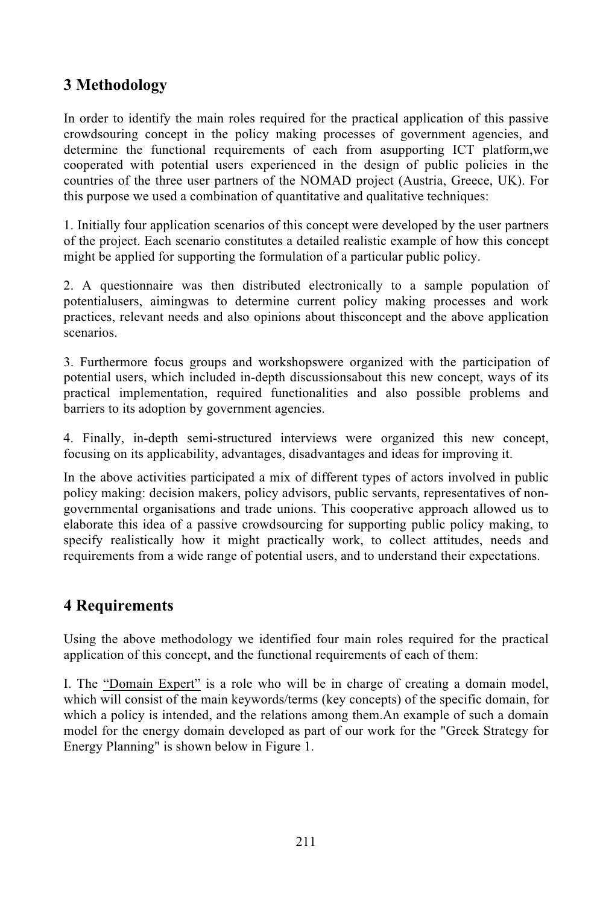## 3 Methodology

In order to identify the main roles required for the practical application of this passive crowdsouring concept in the policy making processes of government agencies, and determine the functional requirements of each from asupporting ICT platform,we cooperated with potential users experienced in the design of public policies in the countries of the three user partners of the NOMAD project (Austria, Greece, UK). For this purpose we used a combination of quantitative and qualitative techniques:

1. Initially four application scenarios of this concept were developed by the user partners of the project. Each scenario constitutes a detailed realistic example of how this concept might be applied for supporting the formulation of a particular public policy.

2. A questionnaire was then distributed electronically to a sample population of potentialusers, aimingwas to determine current policy making processes and work practices, relevant needs and also opinions about thisconcept and the above application scenarios.

3. Furthermore focus groups and workshopswere organized with the participation of potential users, which included in-depth discussionsabout this new concept, ways of its practical implementation, required functionalities and also possible problems and barriers to its adoption by government agencies.

4. Finally, in-depth semi-structured interviews were organized this new concept, focusing on its applicability, advantages, disadvantages and ideas for improving it.

In the above activities participated a mix of different types of actors involved in public policy making: decision makers, policy advisors, public servants, representatives of non-governmental organisations and trade unions. This cooperative approach allowed us to elaborate this idea of a passive crowdsourcing for supporting public policy making, to specify realistically how it might practically work, to collect attitudes, needs and requirements from a wide range of potential users, and to understand their expectations.

## 4 Requirements

Using the above methodology we identified four main roles required for the practical application of this concept, and the functional requirements of each of them:

I. The "Domain Expert" is a role who will be in charge of creating a domain model, which will consist of the main keywords/terms (key concepts) of the specific domain, for which a policy is intended, and the relations among them.An example of such a domain model for the energy domain developed as part of our work for the "Greek Strategy for Energy Planning" is shown below in Figure 1.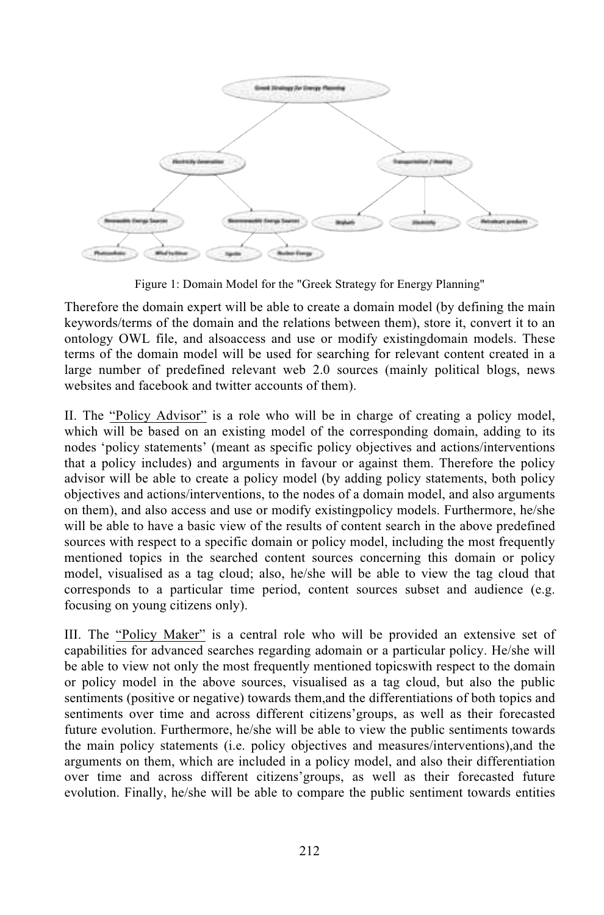Figure 1: Domain Model for the "Greek Strategy for Energy Planning"

Therefore the domain expert will be able to create a domain model (by defining the main keywords/terms of the domain and the relations between them), store it, convert it to an ontology OWL file, and alsoaccess and use or modify existingdomain models. These terms of the domain model will be used for searching for relevant content created in a large number of predefined relevant web 2.0 sources (mainly political blogs, news websites and facebook and twitter accounts of them).

II. The "Policy Advisor" is a role who will be in charge of creating a policy model, which will be based on an existing model of the corresponding domain, adding to its nodes 'policy statements' (meant as specific policy objectives and actions/interventions that a policy includes) and arguments in favour or against them. Therefore the policy advisor will be able to create a policy model (by adding policy statements, both policy objectives and actions/interventions, to the nodes of a domain model, and also arguments on them), and also access and use or modify existingpolicy models. Furthermore, he/she will be able to have a basic view of the results of content search in the above predefined sources with respect to a specific domain or policy model, including the most frequently mentioned topics in the searched content sources concerning this domain or policy model, visualised as a tag cloud; also, he/she will be able to view the tag cloud that corresponds to a particular time period, content sources subset and audience (e.g. focusing on young citizens only).

III. The "Policy Maker" is a central role who will be provided an extensive set of capabilities for advanced searches regarding adomain or a particular policy. He/she will be able to view not only the most frequently mentioned topicswith respect to the domain or policy model in the above sources, visualised as a tag cloud, but also the public sentiments (positive or negative) towards them,and the differentiations of both topics and sentiments over time and across different citizens'groups, as well as their forecasted future evolution. Furthermore, he/she will be able to view the public sentiments towards the main policy statements (i.e. policy objectives and measures/interventions),and the arguments on them, which are included in a policy model, and also their differentiation over time and across different citizens'groups, as well as their forecasted future evolution. Finally, he/she will be able to compare the public sentiment towards entities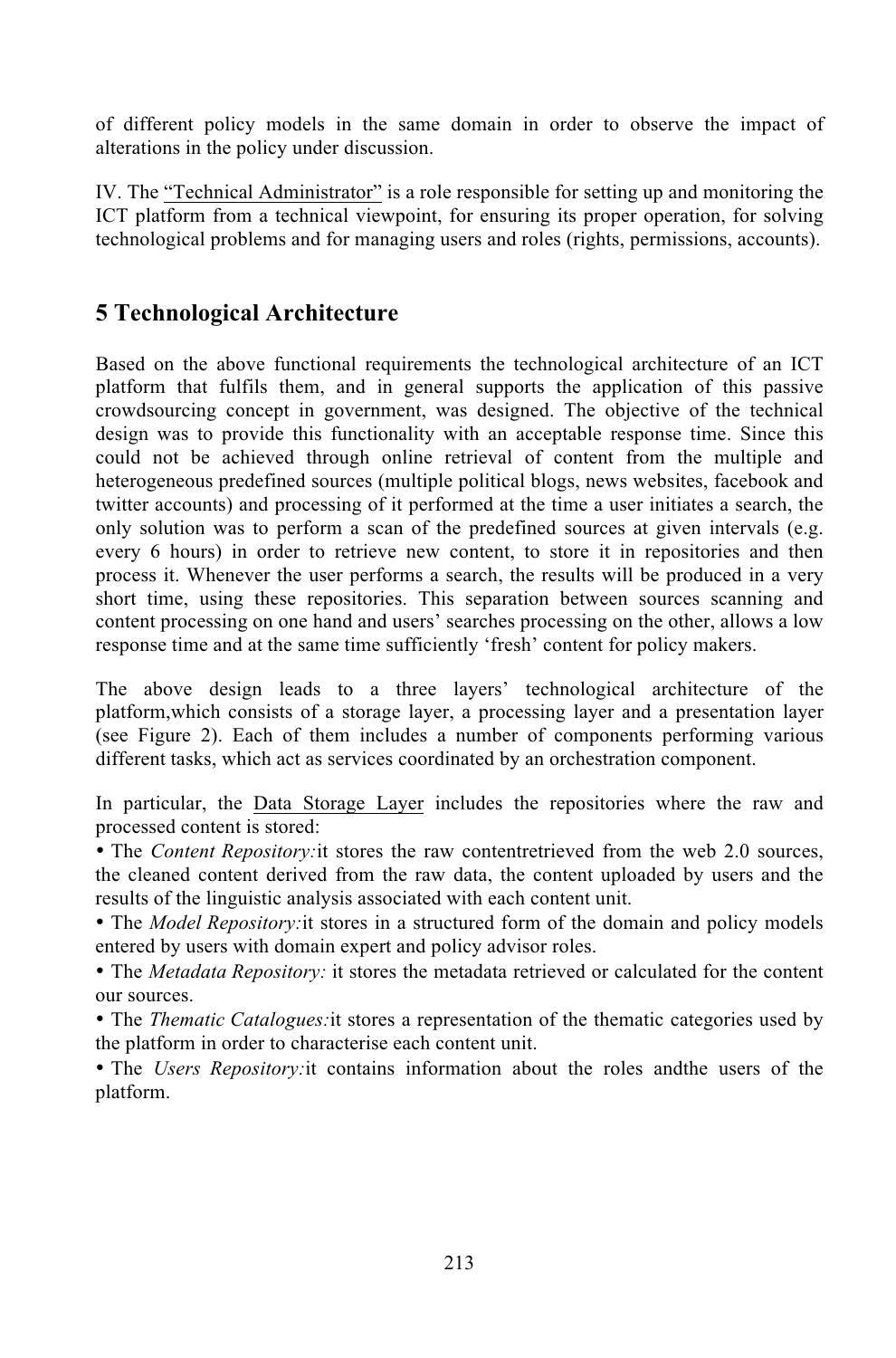of different policy models in the same domain in order to observe the impact of alterations in the policy under discussion.

IV. The "Technical Administrator" is a role responsible for setting up and monitoring the ICT platform from a technical viewpoint, for ensuring its proper operation, for solving technological problems and for managing users and roles (rights, permissions, accounts).

## 5 Technological Architecture

Based on the above functional requirements the technological architecture of an ICT platform that fulfils them, and in general supports the application of this passive crowdsourcing concept in government, was designed. The objective of the technical design was to provide this functionality with an acceptable response time. Since this could not be achieved through online retrieval of content from the multiple and heterogeneous predefined sources (multiple political blogs, news websites, facebook and twitter accounts) and processing of it performed at the time a user initiates a search, the only solution was to perform a scan of the predefined sources at given intervals (e.g. every 6 hours) in order to retrieve new content, to store it in repositories and then process it. Whenever the user performs a search, the results will be produced in a very short time, using these repositories. This separation between sources scanning and content processing on one hand and users' searches processing on the other, allows a low response time and at the same time sufficiently 'fresh' content for policy makers.

The above design leads to a three layers' technological architecture of the platform,which consists of a storage layer, a processing layer and a presentation layer (see Figure 2). Each of them includes a number of components performing various different tasks, which act as services coordinated by an orchestration component.

In particular, the Data Storage Layer includes the repositories where the raw and processed content is stored:

- The *Content Repository:*it stores the raw contentretrieved from the web 2.0 sources, the cleaned content derived from the raw data, the content uploaded by users and the results of the linguistic analysis associated with each content unit.
- The *Model Repository:*it stores in a structured form of the domain and policy models entered by users with domain expert and policy advisor roles.
- The *Metadata Repository:* it stores the metadata retrieved or calculated for the content our sources.
- The *Thematic Catalogues:*it stores a representation of the thematic categories used by the platform in order to characterise each content unit.
- The *Users Repository:*it contains information about the roles andthe users of the platform.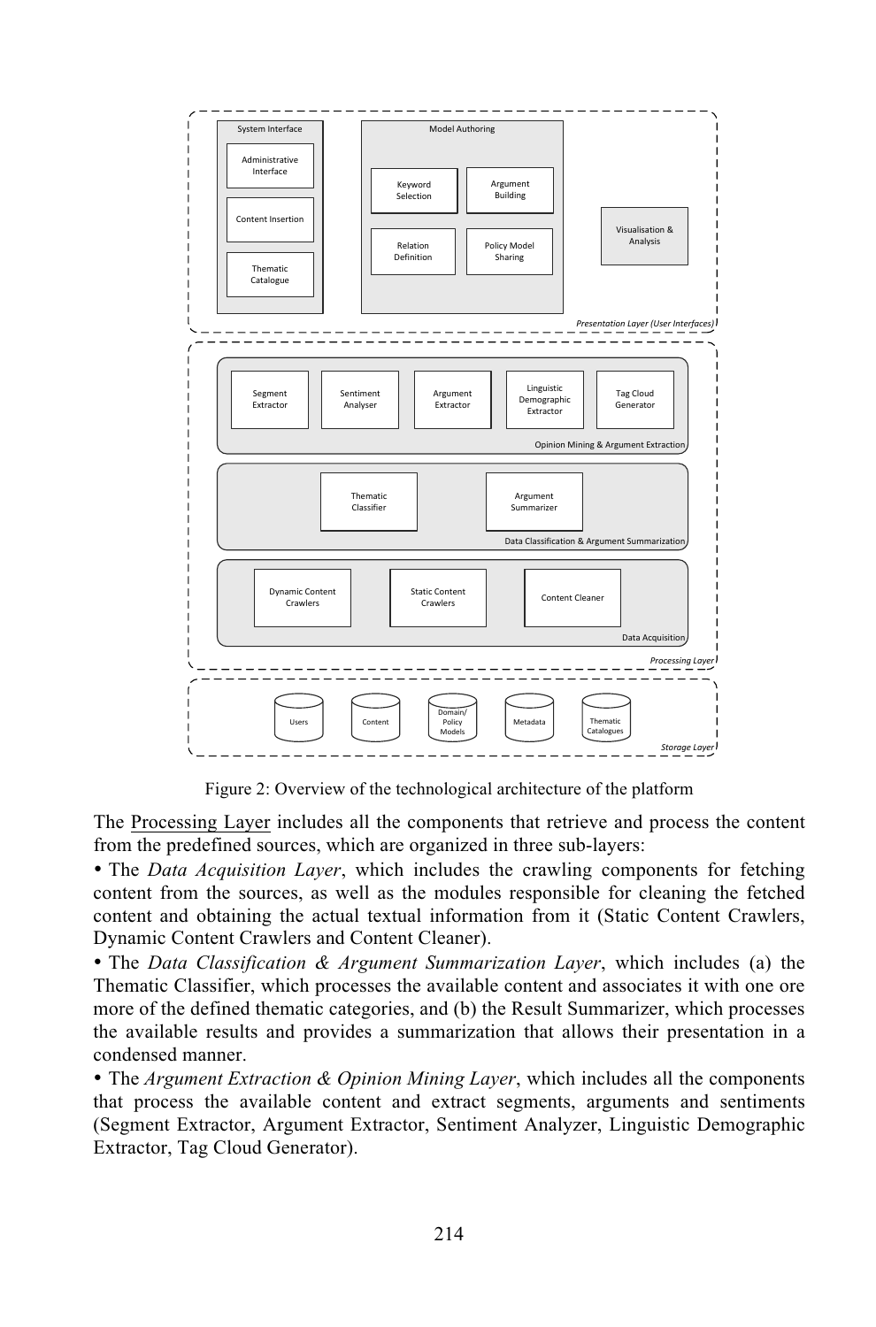Figure 2: Overview of the technological architecture of the platform

The Processing Layer includes all the components that retrieve and process the content from the predefined sources, which are organized in three sub-layers:

• The *Data Acquisition Layer*, which includes the crawling components for fetching content from the sources, as well as the modules responsible for cleaning the fetched content and obtaining the actual textual information from it (Static Content Crawlers, Dynamic Content Crawlers and Content Cleaner).

• The *Data Classification & Argument Summarization Layer*, which includes (a) the Thematic Classifier, which processes the available content and associates it with one ore more of the defined thematic categories, and (b) the Result Summarizer, which processes the available results and provides a summarization that allows their presentation in a condensed manner.

• The *Argument Extraction & Opinion Mining Layer*, which includes all the components that process the available content and extract segments, arguments and sentiments (Segment Extractor, Argument Extractor, Sentiment Analyzer, Linguistic Demographic Extractor, Tag Cloud Generator).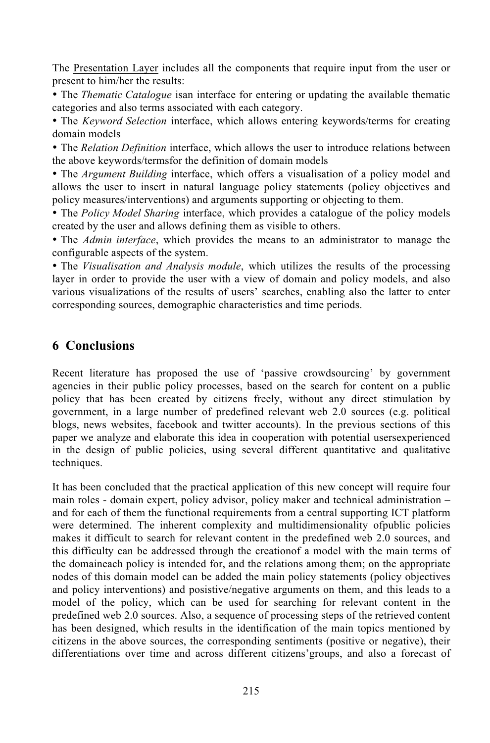The Presentation Layer includes all the components that require input from the user or present to him/her the results:

• The *Thematic Catalogue* isan interface for entering or updating the available thematic categories and also terms associated with each category.

• The *Keyword Selection* interface, which allows entering keywords/terms for creating domain models

• The *Relation Definition* interface, which allows the user to introduce relations between the above keywords/termsfor the definition of domain models

• The *Argument Building* interface, which offers a visualisation of a policy model and allows the user to insert in natural language policy statements (policy objectives and policy measures/interventions) and arguments supporting or objecting to them.

• The *Policy Model Sharing* interface, which provides a catalogue of the policy models created by the user and allows defining them as visible to others.

• The *Admin interface*, which provides the means to an administrator to manage the configurable aspects of the system.

• The *Visualisation and Analysis module*, which utilizes the results of the processing layer in order to provide the user with a view of domain and policy models, and also various visualizations of the results of users' searches, enabling also the latter to enter corresponding sources, demographic characteristics and time periods.

## 6 Conclusions

Recent literature has proposed the use of 'passive crowdsourcing' by government agencies in their public policy processes, based on the search for content on a public policy that has been created by citizens freely, without any direct stimulation by government, in a large number of predefined relevant web 2.0 sources (e.g. political blogs, news websites, facebook and twitter accounts). In the previous sections of this paper we analyze and elaborate this idea in cooperation with potential usersexperienced in the design of public policies, using several different quantitative and qualitative techniques.

It has been concluded that the practical application of this new concept will require four main roles - domain expert, policy advisor, policy maker and technical administration – and for each of them the functional requirements from a central supporting ICT platform were determined. The inherent complexity and multidimensionality ofpublic policies makes it difficult to search for relevant content in the predefined web 2.0 sources, and this difficulty can be addressed through the creationof a model with the main terms of the domaineach policy is intended for, and the relations among them; on the appropriate nodes of this domain model can be added the main policy statements (policy objectives and policy interventions) and posistive/negative arguments on them, and this leads to a model of the policy, which can be used for searching for relevant content in the predefined web 2.0 sources. Also, a sequence of processing steps of the retrieved content has been designed, which results in the identification of the main topics mentioned by citizens in the above sources, the corresponding sentiments (positive or negative), their differentiations over time and across different citizens'groups, and also a forecast of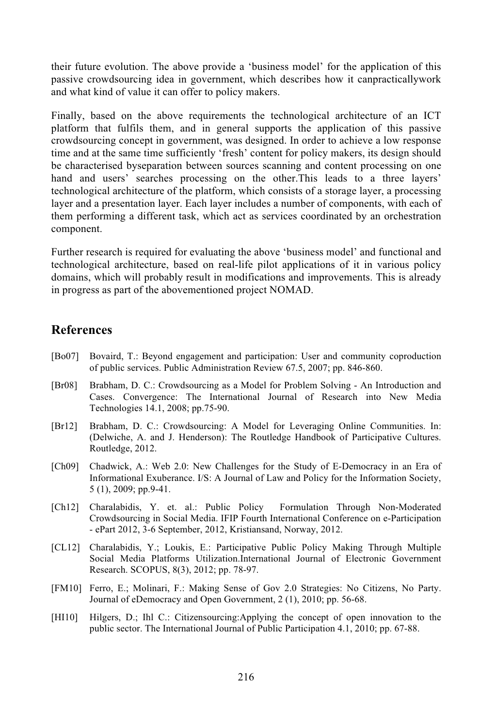their future evolution. The above provide a ‘business model’ for the application of this passive crowdsourcing idea in government, which describes how it canpracticallywork and what kind of value it can offer to policy makers.

Finally, based on the above requirements the technological architecture of an ICT platform that fulfils them, and in general supports the application of this passive crowdsourcing concept in government, was designed. In order to achieve a low response time and at the same time sufficiently ‘fresh’ content for policy makers, its design should be characterised byseparation between sources scanning and content processing on one hand and users’ searches processing on the other.This leads to a three layers’ technological architecture of the platform, which consists of a storage layer, a processing layer and a presentation layer. Each layer includes a number of components, with each of them performing a different task, which act as services coordinated by an orchestration component.

Further research is required for evaluating the above ‘business model’ and functional and technological architecture, based on real-life pilot applications of it in various policy domains, which will probably result in modifications and improvements. This is already in progress as part of the abovementioned project NOMAD.

## References

[Bo07] Bovaird, T.: Beyond engagement and participation: User and community coproduction of public services. Public Administration Review 67.5, 2007; pp. 846-860.

[Br08] Brabham, D. C.: Crowdsourcing as a Model for Problem Solving - An Introduction and Cases. Convergence: The International Journal of Research into New Media Technologies 14.1, 2008; pp.75-90.

[Br12] Brabham, D. C.: Crowdsourcing: A Model for Leveraging Online Communities. In: (Delwiche, A. and J. Henderson): The Routledge Handbook of Participative Cultures. Routledge, 2012.

[Ch09] Chadwick, A.: Web 2.0: New Challenges for the Study of E-Democracy in an Era of Informational Exuberance. I/S: A Journal of Law and Policy for the Information Society, 5 (1), 2009; pp.9-41.

[Ch12] Charalabidis, Y. et. al.: Public Policy Formulation Through Non-Moderated Crowdsourcing in Social Media. IFIP Fourth International Conference on e-Participation - ePart 2012, 3-6 September, 2012, Kristiansand, Norway, 2012.

[CL12] Charalabidis, Y.; Loukis, E.: Participative Public Policy Making Through Multiple Social Media Platforms Utilization.International Journal of Electronic Government Research. SCOPUS, 8(3), 2012; pp. 78-97.

[FM10] Ferro, E.; Molinari, F.: Making Sense of Gov 2.0 Strategies: No Citizens, No Party. Journal of eDemocracy and Open Government, 2 (1), 2010; pp. 56-68.

[HI10] Hilgers, D.; Ihl C.: Citizensourcing:Applying the concept of open innovation to the public sector. The International Journal of Public Participation 4.1, 2010; pp. 67-88.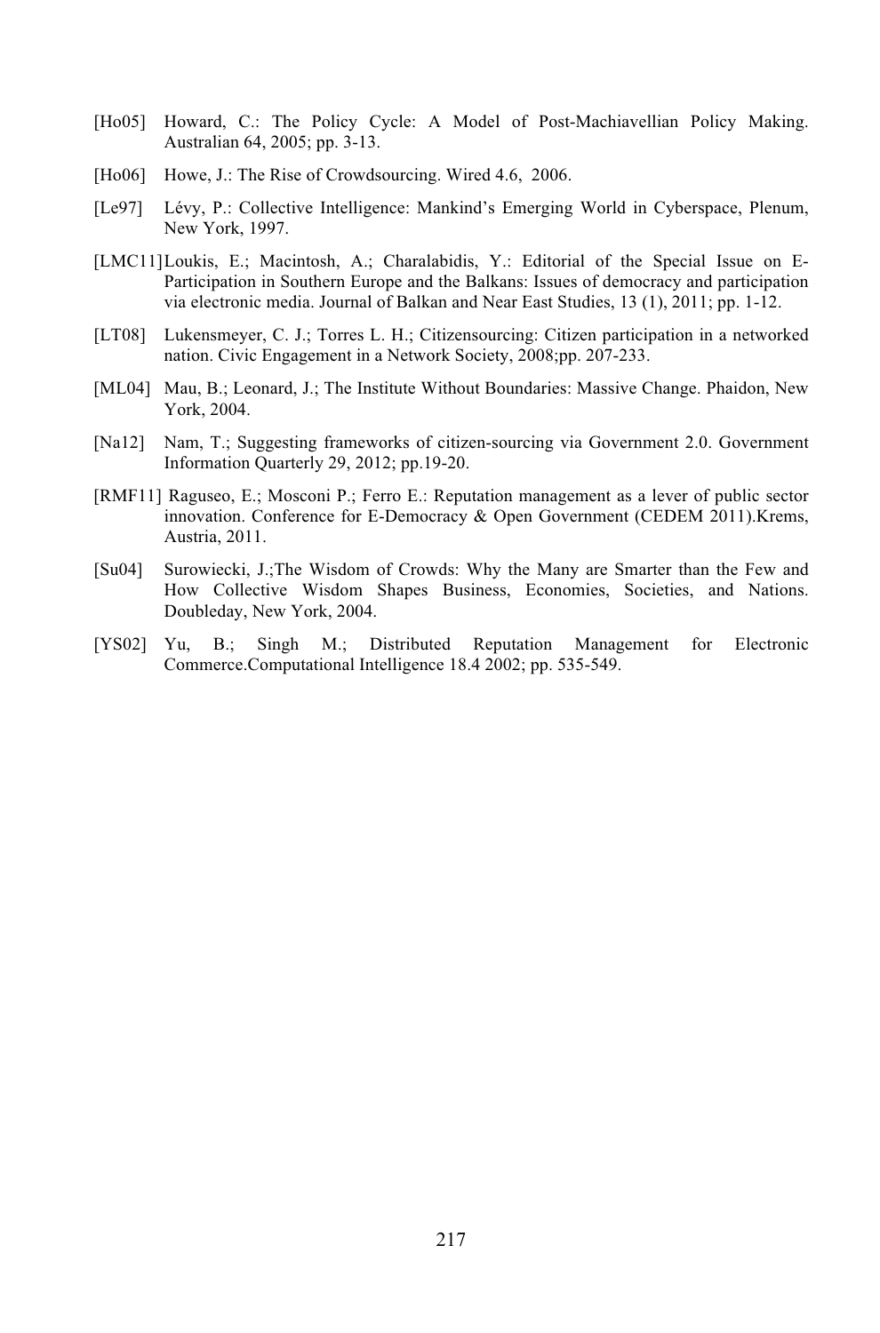[Ho05] Howard, C.: The Policy Cycle: A Model of Post-Machiavellian Policy Making. Australian 64, 2005; pp. 3-13.

[Ho06] Howe, J.: The Rise of Crowdsourcing. Wired 4.6, 2006.

[Le97] Lévy, P.: Collective Intelligence: Mankind's Emerging World in Cyberspace, Plenum, New York, 1997.

[LMC11] Loukis, E.; Macintosh, A.; Charalabidis, Y.: Editorial of the Special Issue on E-Participation in Southern Europe and the Balkans: Issues of democracy and participation via electronic media. Journal of Balkan and Near East Studies, 13 (1), 2011; pp. 1-12.

[LT08] Lukensmeyer, C. J.; Torres L. H.; Citizensourcing: Citizen participation in a networked nation. Civic Engagement in a Network Society, 2008;pp. 207-233.

[ML04] Mau, B.; Leonard, J.; The Institute Without Boundaries: Massive Change. Phaidon, New York, 2004.

[Na12] Nam, T.; Suggesting frameworks of citizen-sourcing via Government 2.0. Government Information Quarterly 29, 2012; pp.19-20.

[RMF11] Raguseo, E.; Mosconi P.; Ferro E.: Reputation management as a lever of public sector innovation. Conference for E-Democracy & Open Government (CEDEM 2011).Krems, Austria, 2011.

[Su04] Surowiecki, J.;The Wisdom of Crowds: Why the Many are Smarter than the Few and How Collective Wisdom Shapes Business, Economies, Societies, and Nations. Doubleday, New York, 2004.

[YS02] Yu, B.; Singh M.; Distributed Reputation Management for Electronic Commerce.Computational Intelligence 18.4 2002; pp. 535-549.